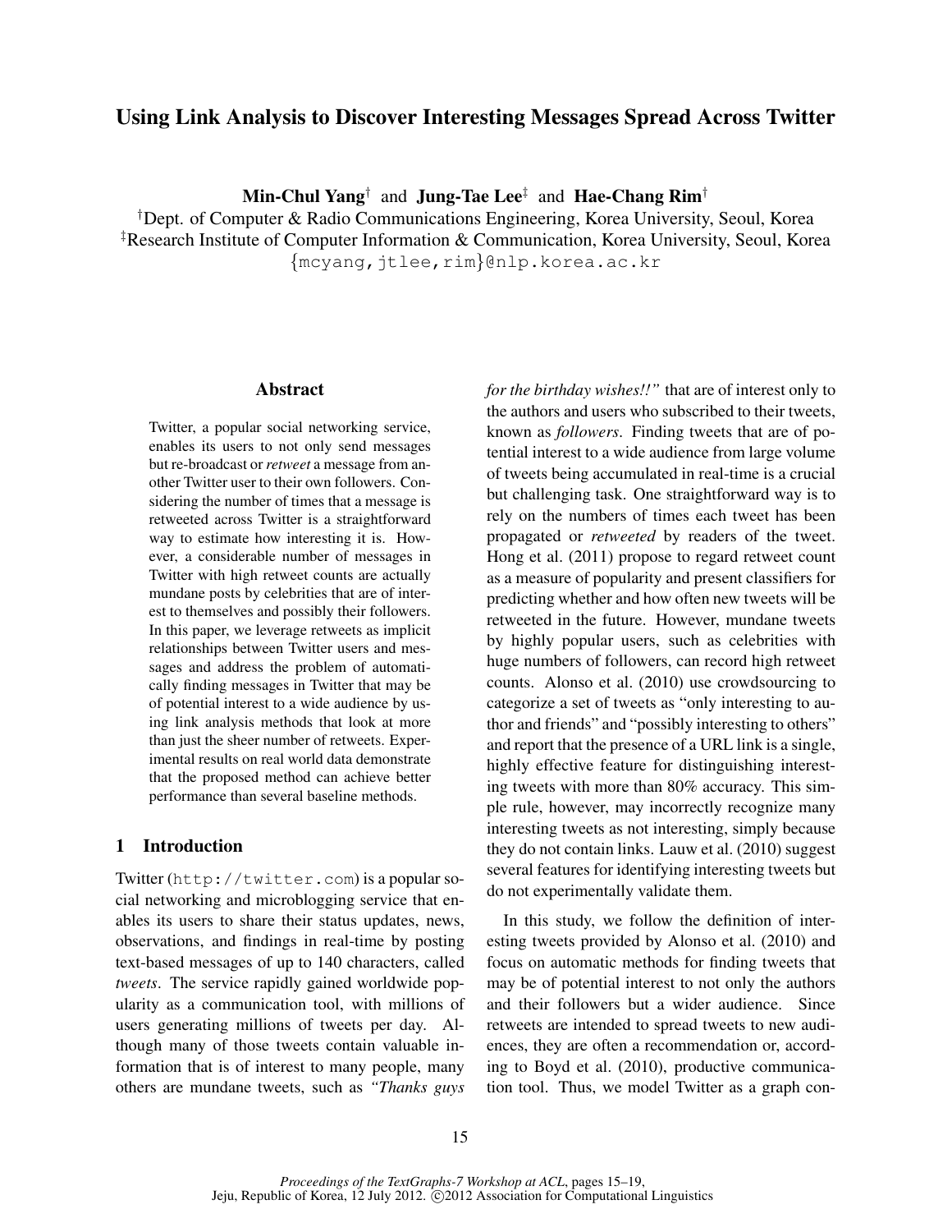# Using Link Analysis to Discover Interesting Messages Spread Across Twitter

**Min-Chul Yang**[†] and **Jung-Tae Lee**[‡] and **Hae-Chang Rim**[†]

[†]Dept. of Computer & Radio Communications Engineering, Korea University, Seoul, Korea
[‡]Research Institute of Computer Information & Communication, Korea University, Seoul, Korea
{mcyang,jtlee,rim}@nlp.korea.ac.kr

## Abstract

Twitter, a popular social networking service, enables its users to not only send messages but re-broadcast or *retweet* a message from another Twitter user to their own followers. Considering the number of times that a message is retweeted across Twitter is a straightforward way to estimate how interesting it is. However, a considerable number of messages in Twitter with high retweet counts are actually mundane posts by celebrities that are of interest to themselves and possibly their followers. In this paper, we leverage retweets as implicit relationships between Twitter users and messages and address the problem of automatically finding messages in Twitter that may be of potential interest to a wide audience by using link analysis methods that look at more than just the sheer number of retweets. Experimental results on real world data demonstrate that the proposed method can achieve better performance than several baseline methods.

## 1 Introduction

Twitter (http://twitter.com) is a popular social networking and microblogging service that enables its users to share their status updates, news, observations, and findings in real-time by posting text-based messages of up to 140 characters, called *tweets*. The service rapidly gained worldwide popularity as a communication tool, with millions of users generating millions of tweets per day. Although many of those tweets contain valuable information that is of interest to many people, many others are mundane tweets, such as *"Thanks guys for the birthday wishes!!"* that are of interest only to the authors and users who subscribed to their tweets, known as *followers*. Finding tweets that are of potential interest to a wide audience from large volume of tweets being accumulated in real-time is a crucial but challenging task. One straightforward way is to rely on the numbers of times each tweet has been propagated or *retweeted* by readers of the tweet. Hong et al. (2011) propose to regard retweet count as a measure of popularity and present classifiers for predicting whether and how often new tweets will be retweeted in the future. However, mundane tweets by highly popular users, such as celebrities with huge numbers of followers, can record high retweet counts. Alonso et al. (2010) use crowdsourcing to categorize a set of tweets as "only interesting to author and friends" and "possibly interesting to others" and report that the presence of a URL link is a single, highly effective feature for distinguishing interesting tweets with more than 80% accuracy. This simple rule, however, may incorrectly recognize many interesting tweets as not interesting, simply because they do not contain links. Lauw et al. (2010) suggest several features for identifying interesting tweets but do not experimentally validate them.

In this study, we follow the definition of interesting tweets provided by Alonso et al. (2010) and focus on automatic methods for finding tweets that may be of potential interest to not only the authors and their followers but a wider audience. Since retweets are intended to spread tweets to new audiences, they are often a recommendation or, according to Boyd et al. (2010), productive communication tool. Thus, we model Twitter as a graph con-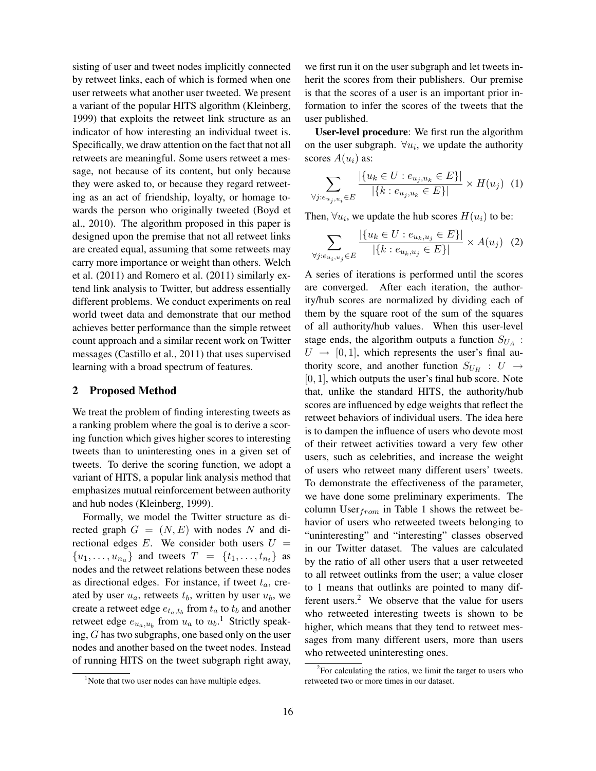sisting of user and tweet nodes implicitly connected by retweet links, each of which is formed when one user retweets what another user tweeted. We present a variant of the popular HITS algorithm (Kleinberg, 1999) that exploits the retweet link structure as an indicator of how interesting an individual tweet is. Specifically, we draw attention on the fact that not all retweets are meaningful. Some users retweet a message, not because of its content, but only because they were asked to, or because they regard retweeting as an act of friendship, loyalty, or homage towards the person who originally tweeted (Boyd et al., 2010). The algorithm proposed in this paper is designed upon the premise that not all retweet links are created equal, assuming that some retweets may carry more importance or weight than others. Welch et al. (2011) and Romero et al. (2011) similarly extend link analysis to Twitter, but address essentially different problems. We conduct experiments on real world tweet data and demonstrate that our method achieves better performance than the simple retweet count approach and a similar recent work on Twitter messages (Castillo et al., 2011) that uses supervised learning with a broad spectrum of features.

## 2 Proposed Method

We treat the problem of finding interesting tweets as a ranking problem where the goal is to derive a scoring function which gives higher scores to interesting tweets than to uninteresting ones in a given set of tweets. To derive the scoring function, we adopt a variant of HITS, a popular link analysis method that emphasizes mutual reinforcement between authority and hub nodes (Kleinberg, 1999).

Formally, we model the Twitter structure as directed graph $G = (N, E)$ with nodes $N$ and directional edges $E$. We consider both users $U = \{u_1, \ldots, u_{n_u}\}$ and tweets $T = \{t_1, \ldots, t_{n_t}\}$ as nodes and the retweet relations between these nodes as directional edges. For instance, if tweet $t_a$, created by user $u_a$, retweets $t_b$, written by user $u_b$, we create a retweet edge $e_{t_a,t_b}$ from $t_a$ to $t_b$ and another retweet edge $e_{u_a,u_b}$ from $u_a$ to $u_b$.[1] Strictly speaking, $G$ has two subgraphs, one based only on the user nodes and another based on the tweet nodes. Instead of running HITS on the tweet subgraph right away, we first run it on the user subgraph and let tweets inherit the scores from their publishers. Our premise is that the scores of a user is an important prior information to infer the scores of the tweets that the user published.

**User-level procedure**: We first run the algorithm on the user subgraph. $\forall u_i$, we update the authority scores $A(u_i)$ as:

$$\sum_{\forall j: e_{u_j,u_i} \in E} \frac{|\{u_k \in U : e_{u_j,u_k} \in E\}|}{|\{k : e_{u_j,u_k} \in E\}|} \times H(u_j) \quad (1)$$

Then, $\forall u_i$, we update the hub scores $H(u_i)$ to be:

$$\sum_{\forall j: e_{u_i,u_j} \in E} \frac{|\{u_k \in U : e_{u_k,u_j} \in E\}|}{|\{k : e_{u_k,u_j} \in E\}|} \times A(u_j) \quad (2)$$

A series of iterations is performed until the scores are converged. After each iteration, the authority/hub scores are normalized by dividing each of them by the square root of the sum of the squares of all authority/hub values. When this user-level stage ends, the algorithm outputs a function $S_{U_A} : U \rightarrow [0, 1]$, which represents the user's final authority score, and another function $S_{U_H} : U \rightarrow [0, 1]$, which outputs the user's final hub score. Note that, unlike the standard HITS, the authority/hub scores are influenced by edge weights that reflect the retweet behaviors of individual users. The idea here is to dampen the influence of users who devote most of their retweet activities toward a very few other users, such as celebrities, and increase the weight of users who retweet many different users' tweets. To demonstrate the effectiveness of the parameter, we have done some preliminary experiments. The column User$_{from}$ in Table 1 shows the retweet behavior of users who retweeted tweets belonging to "uninteresting" and "interesting" classes observed in our Twitter dataset. The values are calculated by the ratio of all other users that a user retweeted to all retweet outlinks from the user; a value closer to 1 means that outlinks are pointed to many different users.[2] We observe that the value for users who retweeted interesting tweets is shown to be higher, which means that they tend to retweet messages from many different users, more than users who retweeted uninteresting ones.

[1] Note that two user nodes can have multiple edges.

[2] For calculating the ratios, we limit the target to users who retweeted two or more times in our dataset.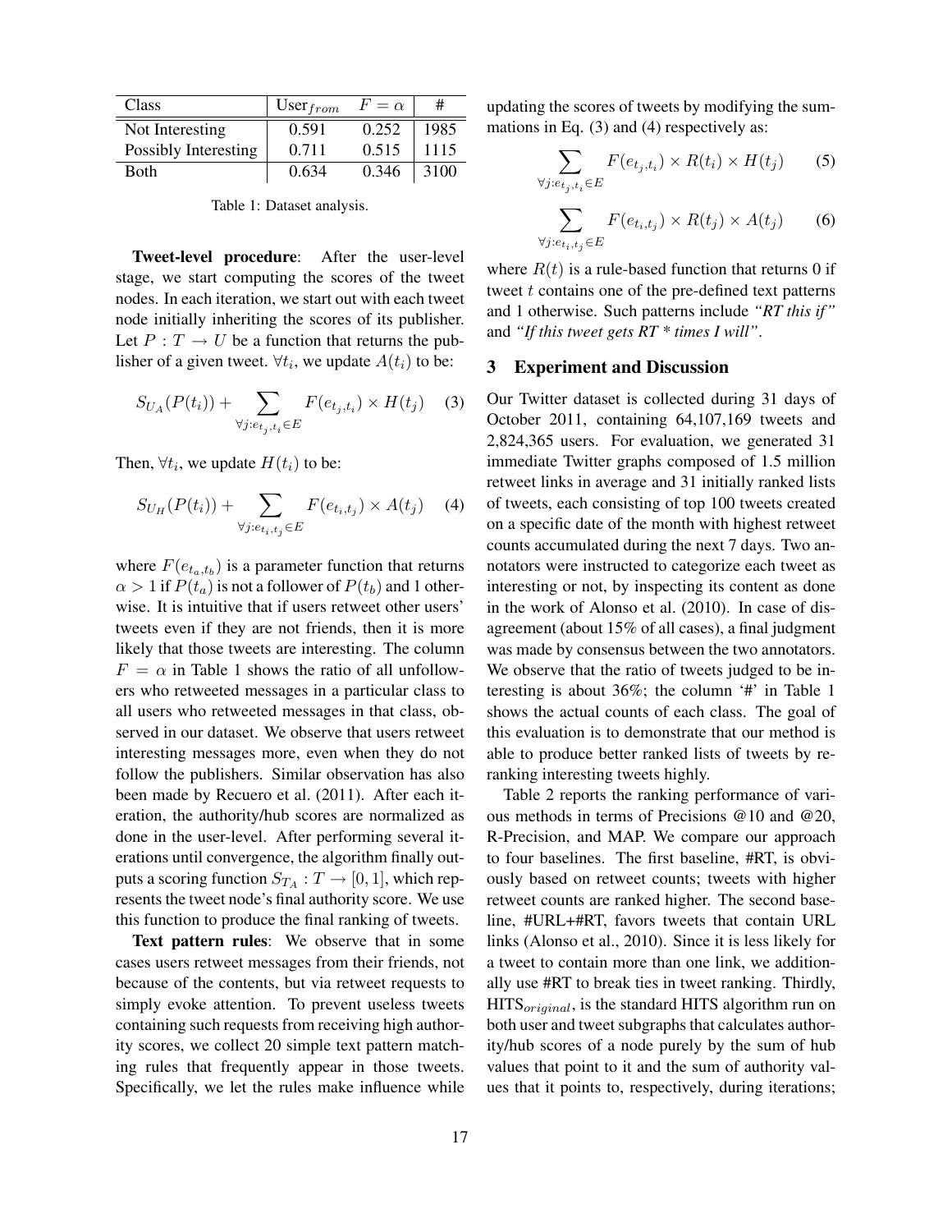| Class | $\text{User}_{from}$ | $F = \alpha$ | # |
|---|---|---|---|
| Not Interesting | 0.591 | 0.252 | 1985 |
| Possibly Interesting | 0.711 | 0.515 | 1115 |
| Both | 0.634 | 0.346 | 3100 |

Table 1: Dataset analysis.

**Tweet-level procedure**: After the user-level stage, we start computing the scores of the tweet nodes. In each iteration, we start out with each tweet node initially inheriting the scores of its publisher. Let $P : T \rightarrow U$ be a function that returns the publisher of a given tweet. $\forall t_i$, we update $A(t_i)$ to be:

$$S_{U_A}(P(t_i)) + \sum_{\forall j: e_{t_j, t_i} \in E} F(e_{t_j, t_i}) \times H(t_j) \quad (3)$$

Then, $\forall t_i$, we update $H(t_i)$ to be:

$$S_{U_H}(P(t_i)) + \sum_{\forall j: e_{t_i, t_j} \in E} F(e_{t_i, t_j}) \times A(t_j) \quad (4)$$

where $F(e_{t_a, t_b})$ is a parameter function that returns $\alpha > 1$ if $P(t_a)$ is not a follower of $P(t_b)$ and 1 otherwise. It is intuitive that if users retweet other users' tweets even if they are not friends, then it is more likely that those tweets are interesting. The column $F = \alpha$ in Table 1 shows the ratio of all unfollowers who retweeted messages in a particular class to all users who retweeted messages in that class, observed in our dataset. We observe that users retweet interesting messages more, even when they do not follow the publishers. Similar observation has also been made by Recuero et al. (2011). After each iteration, the authority/hub scores are normalized as done in the user-level. After performing several iterations until convergence, the algorithm finally outputs a scoring function $S_{T_A} : T \rightarrow [0, 1]$, which represents the tweet node's final authority score. We use this function to produce the final ranking of tweets.

**Text pattern rules**: We observe that in some cases users retweet messages from their friends, not because of the contents, but via retweet requests to simply evoke attention. To prevent useless tweets containing such requests from receiving high authority scores, we collect 20 simple text pattern matching rules that frequently appear in those tweets. Specifically, we let the rules make influence while updating the scores of tweets by modifying the summations in Eq. (3) and (4) respectively as:

$$\sum_{\forall j: e_{t_j, t_i} \in E} F(e_{t_j, t_i}) \times R(t_i) \times H(t_j) \quad (5)$$

$$\sum_{\forall j: e_{t_i, t_j} \in E} F(e_{t_i, t_j}) \times R(t_j) \times A(t_j) \quad (6)$$

where $R(t)$ is a rule-based function that returns 0 if tweet $t$ contains one of the pre-defined text patterns and 1 otherwise. Such patterns include *"RT this if"* and *"If this tweet gets RT * times I will"*.

## 3 Experiment and Discussion

Our Twitter dataset is collected during 31 days of October 2011, containing 64,107,169 tweets and 2,824,365 users. For evaluation, we generated 31 immediate Twitter graphs composed of 1.5 million retweet links in average and 31 initially ranked lists of tweets, each consisting of top 100 tweets created on a specific date of the month with highest retweet counts accumulated during the next 7 days. Two annotators were instructed to categorize each tweet as interesting or not, by inspecting its content as done in the work of Alonso et al. (2010). In case of disagreement (about 15% of all cases), a final judgment was made by consensus between the two annotators. We observe that the ratio of tweets judged to be interesting is about 36%; the column '#' in Table 1 shows the actual counts of each class. The goal of this evaluation is to demonstrate that our method is able to produce better ranked lists of tweets by re-ranking interesting tweets highly.

Table 2 reports the ranking performance of various methods in terms of Precisions @10 and @20, R-Precision, and MAP. We compare our approach to four baselines. The first baseline, #RT, is obviously based on retweet counts; tweets with higher retweet counts are ranked higher. The second baseline, #URL+#RT, favors tweets that contain URL links (Alonso et al., 2010). Since it is less likely for a tweet to contain more than one link, we additionally use #RT to break ties in tweet ranking. Thirdly, $\text{HITS}_{original}$, is the standard HITS algorithm run on both user and tweet subgraphs that calculates authority/hub scores of a node purely by the sum of hub values that point to it and the sum of authority values that it points to, respectively, during iterations;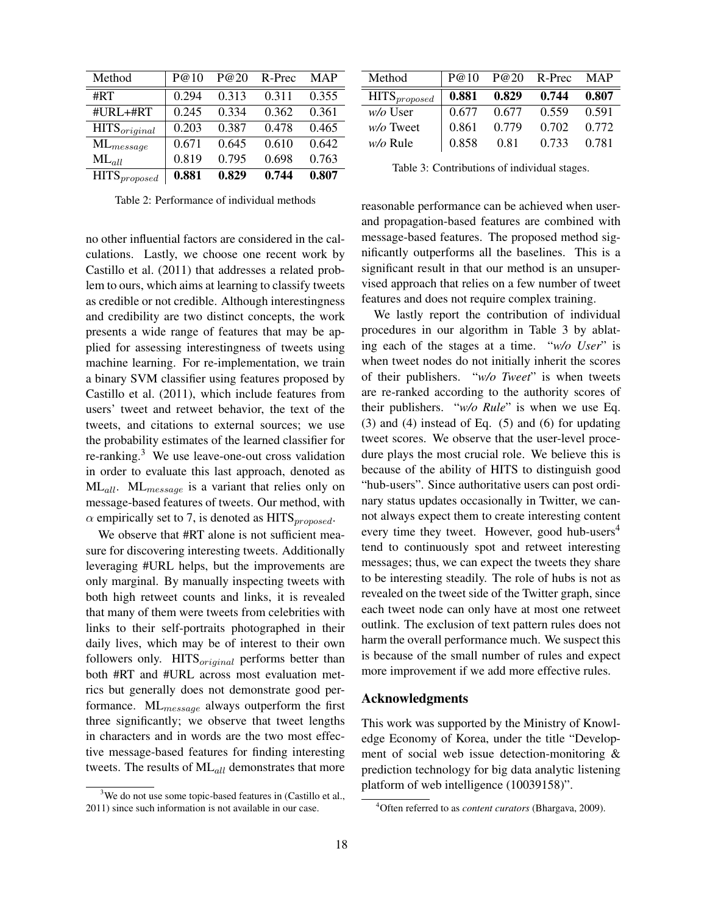| Method | P@10 | P@20 | R-Prec | MAP |
|---|---|---|---|---|
| #RT | 0.294 | 0.313 | 0.311 | 0.355 |
| #URL+#RT | 0.245 | 0.334 | 0.362 | 0.361 |
| $\text{HITS}_{original}$ | 0.203 | 0.387 | 0.478 | 0.465 |
| $\text{ML}_{message}$ | 0.671 | 0.645 | 0.610 | 0.642 |
| $\text{ML}_{all}$ | 0.819 | 0.795 | 0.698 | 0.763 |
| $\text{HITS}_{proposed}$ | **0.881** | **0.829** | **0.744** | **0.807** |

Table 2: Performance of individual methods

no other influential factors are considered in the calculations. Lastly, we choose one recent work by Castillo et al. (2011) that addresses a related problem to ours, which aims at learning to classify tweets as credible or not credible. Although interestingness and credibility are two distinct concepts, the work presents a wide range of features that may be applied for assessing interestingness of tweets using machine learning. For re-implementation, we train a binary SVM classifier using features proposed by Castillo et al. (2011), which include features from users' tweet and retweet behavior, the text of the tweets, and citations to external sources; we use the probability estimates of the learned classifier for re-ranking.[3] We use leave-one-out cross validation in order to evaluate this last approach, denoted as $\text{ML}_{all}$. $\text{ML}_{message}$ is a variant that relies only on message-based features of tweets. Our method, with $\alpha$ empirically set to 7, is denoted as $\text{HITS}_{proposed}$.

We observe that #RT alone is not sufficient measure for discovering interesting tweets. Additionally leveraging #URL helps, but the improvements are only marginal. By manually inspecting tweets with both high retweet counts and links, it is revealed that many of them were tweets from celebrities with links to their self-portraits photographed in their daily lives, which may be of interest to their own followers only. $\text{HITS}_{original}$ performs better than both #RT and #URL across most evaluation metrics but generally does not demonstrate good performance. $\text{ML}_{message}$ always outperform the first three significantly; we observe that tweet lengths in characters and in words are the two most effective message-based features for finding interesting tweets. The results of $\text{ML}_{all}$ demonstrates that more reasonable performance can be achieved when user- and propagation-based features are combined with message-based features. The proposed method significantly outperforms all the baselines. This is a significant result in that our method is an unsupervised approach that relies on a few number of tweet features and does not require complex training.

| Method | P@10 | P@20 | R-Prec | MAP |
|---|---|---|---|---|
| $\text{HITS}_{proposed}$ | **0.881** | **0.829** | **0.744** | **0.807** |
| *w/o* User | 0.677 | 0.677 | 0.559 | 0.591 |
| *w/o* Tweet | 0.861 | 0.779 | 0.702 | 0.772 |
| *w/o* Rule | 0.858 | 0.81 | 0.733 | 0.781 |

Table 3: Contributions of individual stages.

We lastly report the contribution of individual procedures in our algorithm in Table 3 by ablating each of the stages at a time. "*w/o User*" is when tweet nodes do not initially inherit the scores of their publishers. "*w/o Tweet*" is when tweets are re-ranked according to the authority scores of their publishers. "*w/o Rule*" is when we use Eq. (3) and (4) instead of Eq. (5) and (6) for updating tweet scores. We observe that the user-level procedure plays the most crucial role. We believe this is because of the ability of HITS to distinguish good "hub-users". Since authoritative users can post ordinary status updates occasionally in Twitter, we cannot always expect them to create interesting content every time they tweet. However, good hub-users[4] tend to continuously spot and retweet interesting messages; thus, we can expect the tweets they share to be interesting steadily. The role of hubs is not as revealed on the tweet side of the Twitter graph, since each tweet node can only have at most one retweet outlink. The exclusion of text pattern rules does not harm the overall performance much. We suspect this is because of the small number of rules and expect more improvement if we add more effective rules.

## Acknowledgments

This work was supported by the Ministry of Knowledge Economy of Korea, under the title "Development of social web issue detection-monitoring & prediction technology for big data analytic listening platform of web intelligence (10039158)".

---

[3] We do not use some topic-based features in (Castillo et al., 2011) since such information is not available in our case.

[4] Often referred to as *content curators* (Bhargava, 2009).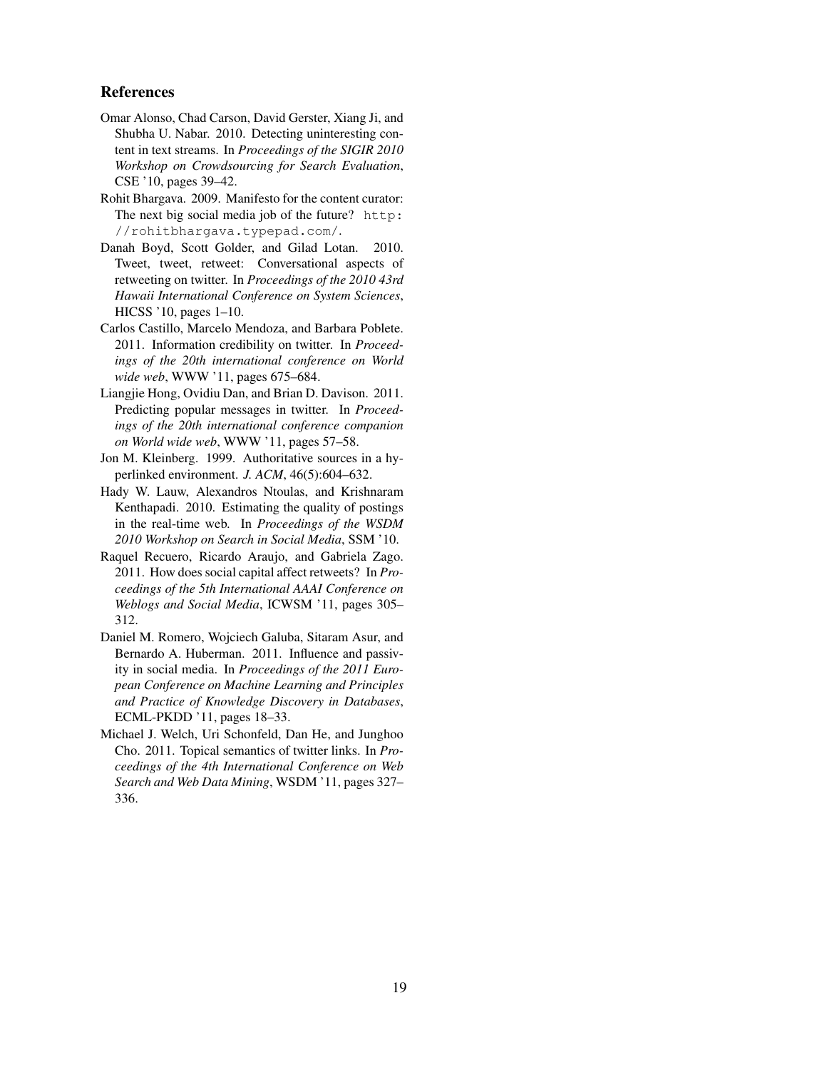## References

Omar Alonso, Chad Carson, David Gerster, Xiang Ji, and Shubha U. Nabar. 2010. Detecting uninteresting content in text streams. In *Proceedings of the SIGIR 2010 Workshop on Crowdsourcing for Search Evaluation*, CSE '10, pages 39–42.

Rohit Bhargava. 2009. Manifesto for the content curator: The next big social media job of the future? http://rohitbhargava.typepad.com/.

Danah Boyd, Scott Golder, and Gilad Lotan. 2010. Tweet, tweet, retweet: Conversational aspects of retweeting on twitter. In *Proceedings of the 2010 43rd Hawaii International Conference on System Sciences*, HICSS '10, pages 1–10.

Carlos Castillo, Marcelo Mendoza, and Barbara Poblete. 2011. Information credibility on twitter. In *Proceedings of the 20th international conference on World wide web*, WWW '11, pages 675–684.

Liangjie Hong, Ovidiu Dan, and Brian D. Davison. 2011. Predicting popular messages in twitter. In *Proceedings of the 20th international conference companion on World wide web*, WWW '11, pages 57–58.

Jon M. Kleinberg. 1999. Authoritative sources in a hyperlinked environment. *J. ACM*, 46(5):604–632.

Hady W. Lauw, Alexandros Ntoulas, and Krishnaram Kenthapadi. 2010. Estimating the quality of postings in the real-time web. In *Proceedings of the WSDM 2010 Workshop on Search in Social Media*, SSM '10.

Raquel Recuero, Ricardo Araujo, and Gabriela Zago. 2011. How does social capital affect retweets? In *Proceedings of the 5th International AAAI Conference on Weblogs and Social Media*, ICWSM '11, pages 305–312.

Daniel M. Romero, Wojciech Galuba, Sitaram Asur, and Bernardo A. Huberman. 2011. Influence and passivity in social media. In *Proceedings of the 2011 European Conference on Machine Learning and Principles and Practice of Knowledge Discovery in Databases*, ECML-PKDD '11, pages 18–33.

Michael J. Welch, Uri Schonfeld, Dan He, and Junghoo Cho. 2011. Topical semantics of twitter links. In *Proceedings of the 4th International Conference on Web Search and Web Data Mining*, WSDM '11, pages 327–336.